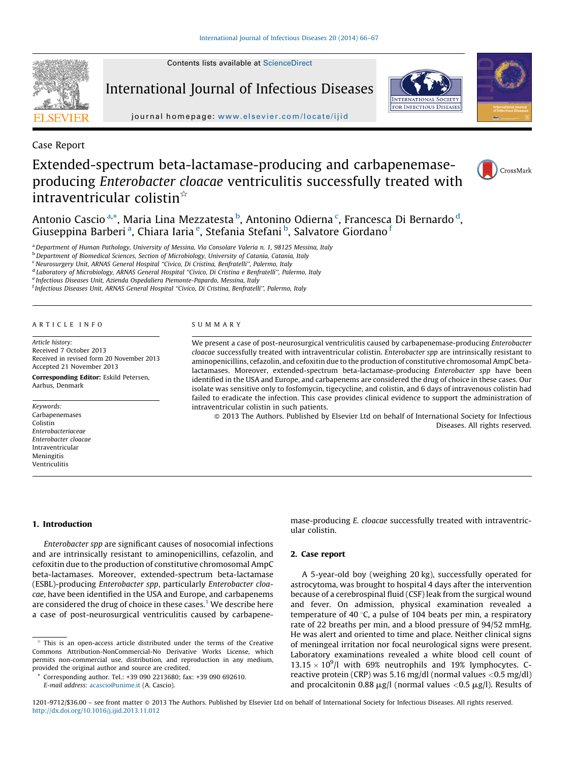Case Report

# Extended-spectrum beta-lactamase-producing and carbapenemase-producing *Enterobacter cloacae* ventriculitis successfully treated with intraventricular colistin☆

Antonio Cascio[a,*], Maria Lina Mezzatesta[b], Antonino Odierna[c], Francesca Di Bernardo[d], Giuseppina Barberi[a], Chiara Iaria[e], Stefania Stefani[b], Salvatore Giordano[f]

[a] Department of Human Pathology, University of Messina, Via Consolare Valeria n. 1, 98125 Messina, Italy
[b] Department of Biomedical Sciences, Section of Microbiology, University of Catania, Catania, Italy
[c] Neurosurgery Unit, ARNAS General Hospital "Civico, Di Cristina, Benfratelli", Palermo, Italy
[d] Laboratory of Microbiology, ARNAS General Hospital "Civico, Di Cristina e Benfratelli", Palermo, Italy
[e] Infectious Diseases Unit, Azienda Ospedaliera Piemonte-Papardo, Messina, Italy
[f] Infectious Diseases Unit, ARNAS General Hospital "Civico, Di Cristina, Benfratelli", Palermo, Italy

## ARTICLE INFO

*Article history:*
Received 7 October 2013
Received in revised form 20 November 2013
Accepted 21 November 2013

**Corresponding Editor:** Eskild Petersen, Aarhus, Denmark

*Keywords:*
Carbapenemases
Colistin
*Enterobacteriaceae*
*Enterobacter cloacae*
Intraventricular
Meningitis
Ventriculitis

## SUMMARY

We present a case of post-neurosurgical ventriculitis caused by carbapenemase-producing *Enterobacter cloacae* successfully treated with intraventricular colistin. *Enterobacter spp* are intrinsically resistant to aminopenicillins, cefazolin, and cefoxitin due to the production of constitutive chromosomal AmpC beta-lactamases. Moreover, extended-spectrum beta-lactamase-producing *Enterobacter spp* have been identified in the USA and Europe, and carbapenems are considered the drug of choice in these cases. Our isolate was sensitive only to fosfomycin, tigecycline, and colistin, and 6 days of intravenous colistin had failed to eradicate the infection. This case provides clinical evidence to support the administration of intraventricular colistin in such patients.

© 2013 The Authors. Published by Elsevier Ltd on behalf of International Society for Infectious Diseases. All rights reserved.

## 1. Introduction

*Enterobacter spp* are significant causes of nosocomial infections and are intrinsically resistant to aminopenicillins, cefazolin, and cefoxitin due to the production of constitutive chromosomal AmpC beta-lactamases. Moreover, extended-spectrum beta-lactamase (ESBL)-producing *Enterobacter spp*, particularly *Enterobacter cloacae*, have been identified in the USA and Europe, and carbapenems are considered the drug of choice in these cases.[1] We describe here a case of post-neurosurgical ventriculitis caused by carbapenemase-producing *E. cloacae* successfully treated with intraventricular colistin.

## 2. Case report

A 5-year-old boy (weighing 20 kg), successfully operated for astrocytoma, was brought to hospital 4 days after the intervention because of a cerebrospinal fluid (CSF) leak from the surgical wound and fever. On admission, physical examination revealed a temperature of 40 °C, a pulse of 104 beats per min, a respiratory rate of 22 breaths per min, and a blood pressure of 94/52 mmHg. He was alert and oriented to time and place. Neither clinical signs of meningeal irritation nor focal neurological signs were present. Laboratory examinations revealed a white blood cell count of $13.15 \times 10^9$/l with 69% neutrophils and 19% lymphocytes. C-reactive protein (CRP) was 5.16 mg/dl (normal values <0.5 mg/dl) and procalcitonin 0.88 μg/l (normal values <0.5 μg/l). Results of

☆ This is an open-access article distributed under the terms of the Creative Commons Attribution-NonCommercial-No Derivative Works License, which permits non-commercial use, distribution, and reproduction in any medium, provided the original author and source are credited.

* Corresponding author. Tel.: +39 090 2213680; fax: +39 090 692610.
E-mail address: acascio@unime.it (A. Cascio).

1201-9712/$36.00 – see front matter © 2013 The Authors. Published by Elsevier Ltd on behalf of International Society for Infectious Diseases. All rights reserved.
http://dx.doi.org/10.1016/j.ijid.2013.11.012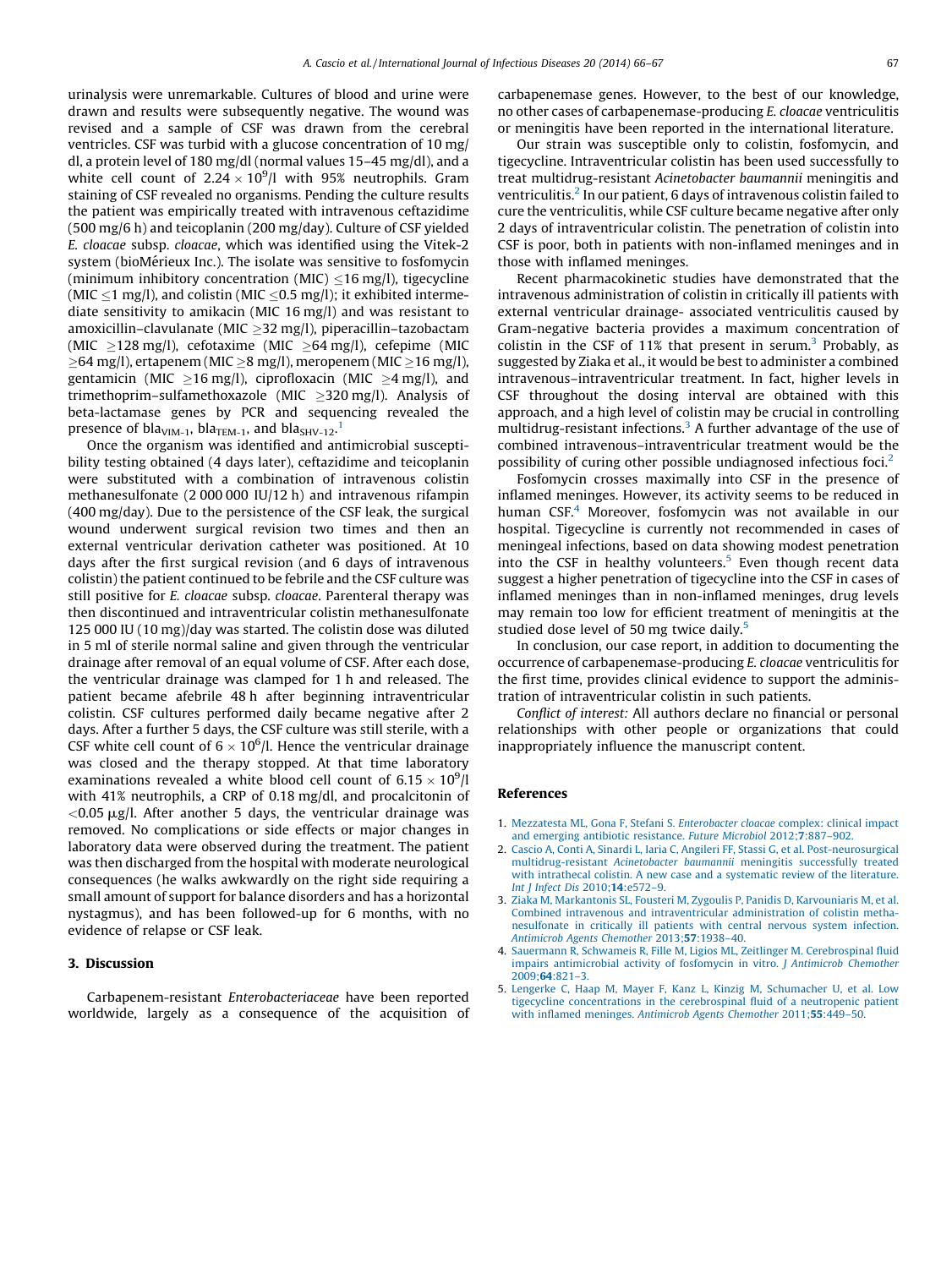urinalysis were unremarkable. Cultures of blood and urine were drawn and results were subsequently negative. The wound was revised and a sample of CSF was drawn from the cerebral ventricles. CSF was turbid with a glucose concentration of 10 mg/dl, a protein level of 180 mg/dl (normal values 15–45 mg/dl), and a white cell count of $2.24 \times 10^9$/l with 95% neutrophils. Gram staining of CSF revealed no organisms. Pending the culture results the patient was empirically treated with intravenous ceftazidime (500 mg/6 h) and teicoplanin (200 mg/day). Culture of CSF yielded *E. cloacae* subsp. *cloacae*, which was identified using the Vitek-2 system (bioMérieux Inc.). The isolate was sensitive to fosfomycin (minimum inhibitory concentration (MIC) $\leq$16 mg/l), tigecycline (MIC $\leq$1 mg/l), and colistin (MIC $\leq$0.5 mg/l); it exhibited intermediate sensitivity to amikacin (MIC 16 mg/l) and was resistant to amoxicillin–clavulanate (MIC $\geq$32 mg/l), piperacillin–tazobactam (MIC $\geq$128 mg/l), cefotaxime (MIC $\geq$64 mg/l), cefepime (MIC $\geq$64 mg/l), ertapenem (MIC $\geq$8 mg/l), meropenem (MIC $\geq$16 mg/l), gentamicin (MIC $\geq$16 mg/l), ciprofloxacin (MIC $\geq$4 mg/l), and trimethoprim–sulfamethoxazole (MIC $\geq$320 mg/l). Analysis of beta-lactamase genes by PCR and sequencing revealed the presence of $bla_{VIM-1}$, $bla_{TEM-1}$, and $bla_{SHV-12}$.[1]

Once the organism was identified and antimicrobial susceptibility testing obtained (4 days later), ceftazidime and teicoplanin were substituted with a combination of intravenous colistin methanesulfonate (2 000 000 IU/12 h) and intravenous rifampin (400 mg/day). Due to the persistence of the CSF leak, the surgical wound underwent surgical revision two times and then an external ventricular derivation catheter was positioned. At 10 days after the first surgical revision (and 6 days of intravenous colistin) the patient continued to be febrile and the CSF culture was still positive for *E. cloacae* subsp. *cloacae*. Parenteral therapy was then discontinued and intraventricular colistin methanesulfonate 125 000 IU (10 mg)/day was started. The colistin dose was diluted in 5 ml of sterile normal saline and given through the ventricular drainage after removal of an equal volume of CSF. After each dose, the ventricular drainage was clamped for 1 h and released. The patient became afebrile 48 h after beginning intraventricular colistin. CSF cultures performed daily became negative after 2 days. After a further 5 days, the CSF culture was still sterile, with a CSF white cell count of $6 \times 10^6$/l. Hence the ventricular drainage was closed and the therapy stopped. At that time laboratory examinations revealed a white blood cell count of $6.15 \times 10^9$/l with 41% neutrophils, a CRP of 0.18 mg/dl, and procalcitonin of $<$0.05 μg/l. After another 5 days, the ventricular drainage was removed. No complications or side effects or major changes in laboratory data were observed during the treatment. The patient was then discharged from the hospital with moderate neurological consequences (he walks awkwardly on the right side requiring a small amount of support for balance disorders and has a horizontal nystagmus), and has been followed-up for 6 months, with no evidence of relapse or CSF leak.

## 3. Discussion

Carbapenem-resistant *Enterobacteriaceae* have been reported worldwide, largely as a consequence of the acquisition of carbapenemase genes. However, to the best of our knowledge, no other cases of carbapenemase-producing *E. cloacae* ventriculitis or meningitis have been reported in the international literature.

Our strain was susceptible only to colistin, fosfomycin, and tigecycline. Intraventricular colistin has been used successfully to treat multidrug-resistant *Acinetobacter baumannii* meningitis and ventriculitis.[2] In our patient, 6 days of intravenous colistin failed to cure the ventriculitis, while CSF culture became negative after only 2 days of intraventricular colistin. The penetration of colistin into CSF is poor, both in patients with non-inflamed meninges and in those with inflamed meninges.

Recent pharmacokinetic studies have demonstrated that the intravenous administration of colistin in critically ill patients with external ventricular drainage- associated ventriculitis caused by Gram-negative bacteria provides a maximum concentration of colistin in the CSF of 11% that present in serum.[3] Probably, as suggested by Ziaka et al., it would be best to administer a combined intravenous–intraventricular treatment. In fact, higher levels in CSF throughout the dosing interval are obtained with this approach, and a high level of colistin may be crucial in controlling multidrug-resistant infections.[3] A further advantage of the use of combined intravenous–intraventricular treatment would be the possibility of curing other possible undiagnosed infectious foci.[2]

Fosfomycin crosses maximally into CSF in the presence of inflamed meninges. However, its activity seems to be reduced in human CSF.[4] Moreover, fosfomycin was not available in our hospital. Tigecycline is currently not recommended in cases of meningeal infections, based on data showing modest penetration into the CSF in healthy volunteers.[5] Even though recent data suggest a higher penetration of tigecycline into the CSF in cases of inflamed meninges than in non-inflamed meninges, drug levels may remain too low for efficient treatment of meningitis at the studied dose level of 50 mg twice daily.[5]

In conclusion, our case report, in addition to documenting the occurrence of carbapenemase-producing *E. cloacae* ventriculitis for the first time, provides clinical evidence to support the administration of intraventricular colistin in such patients.

*Conflict of interest:* All authors declare no financial or personal relationships with other people or organizations that could inappropriately influence the manuscript content.

## References

1. Mezzatesta ML, Gona F, Stefani S. *Enterobacter cloacae* complex: clinical impact and emerging antibiotic resistance. *Future Microbiol* 2012;**7**:887–902.
2. Cascio A, Conti A, Sinardi L, Iaria C, Angileri FF, Stassi G, et al. Post-neurosurgical multidrug-resistant *Acinetobacter baumannii* meningitis successfully treated with intrathecal colistin. A new case and a systematic review of the literature. *Int J Infect Dis* 2010;**14**:e572–9.
3. Ziaka M, Markantonis SL, Fousteri M, Zygoulis P, Panidis D, Karvouniaris M, et al. Combined intravenous and intraventricular administration of colistin methanesulfonate in critically ill patients with central nervous system infection. *Antimicrob Agents Chemother* 2013;**57**:1938–40.
4. Sauermann R, Schwameis R, Fille M, Ligios ML, Zeitlinger M. Cerebrospinal fluid impairs antimicrobial activity of fosfomycin in vitro. *J Antimicrob Chemother* 2009;**64**:821–3.
5. Lengerke C, Haap M, Mayer F, Kanz L, Kinzig M, Schumacher U, et al. Low tigecycline concentrations in the cerebrospinal fluid of a neutropenic patient with inflamed meninges. *Antimicrob Agents Chemother* 2011;**55**:449–50.